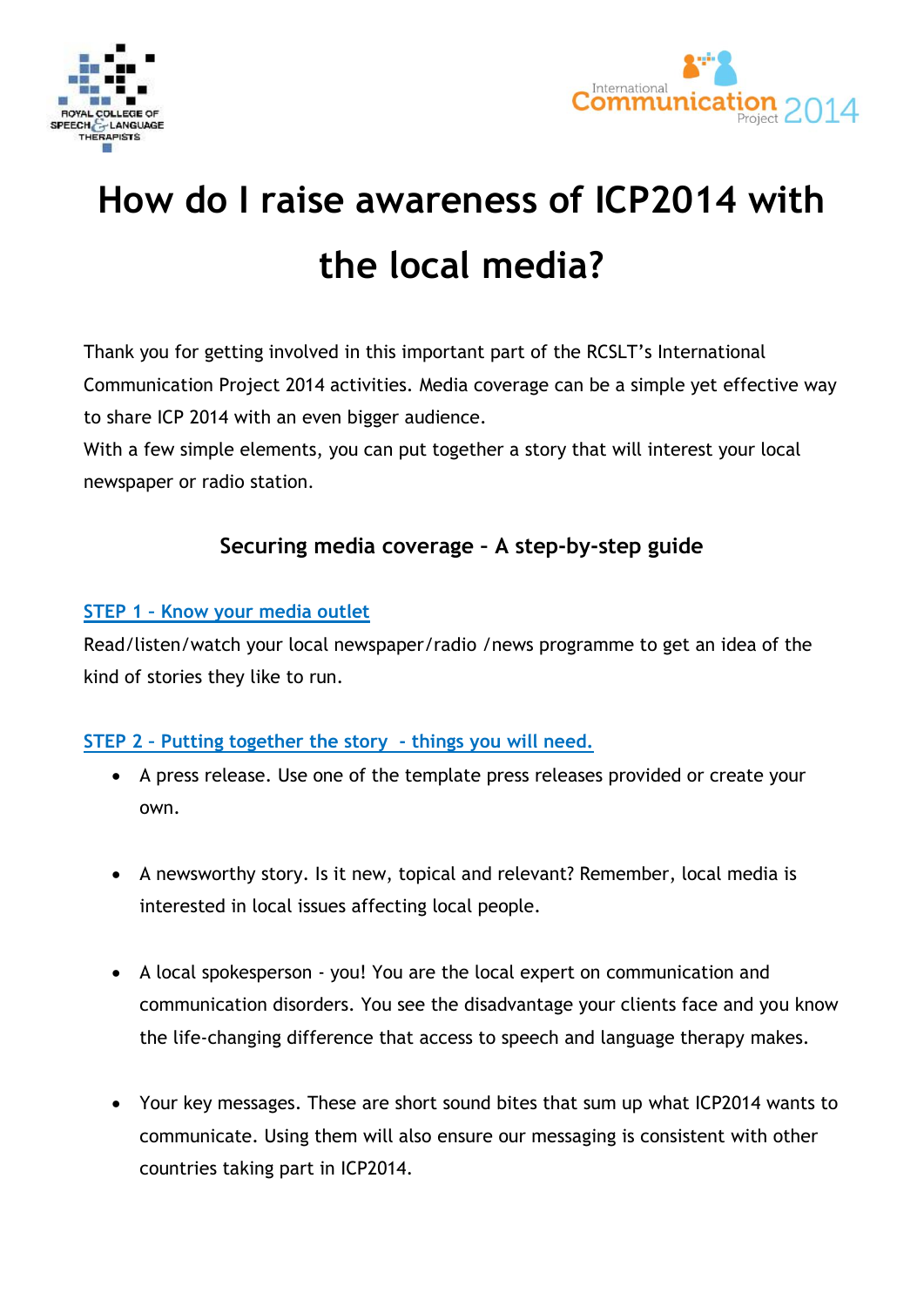# How do I raise awareness of ICP2014 with the local media?

Thank you for getting involved in this important part of the RCSLT's International Communication Project 2014 activities. Media coverage can be a simple yet effective way to share ICP 2014 with an even bigger audience.

With a few simple elements, you can put together a story that will interest your local newspaper or radio station.

## Securing media coverage – A step-by-step guide

### STEP 1 – Know your media outlet

Read/listen/watch your local newspaper/radio /news programme to get an idea of the kind of stories they like to run.

### STEP 2 – Putting together the story - things you will need.

- A press release. Use one of the template press releases provided or create your own.
- A newsworthy story. Is it new, topical and relevant? Remember, local media is interested in local issues affecting local people.
- A local spokesperson - you! You are the local expert on communication and communication disorders. You see the disadvantage your clients face and you know the life-changing difference that access to speech and language therapy makes.
- Your key messages. These are short sound bites that sum up what ICP2014 wants to communicate. Using them will also ensure our messaging is consistent with other countries taking part in ICP2014.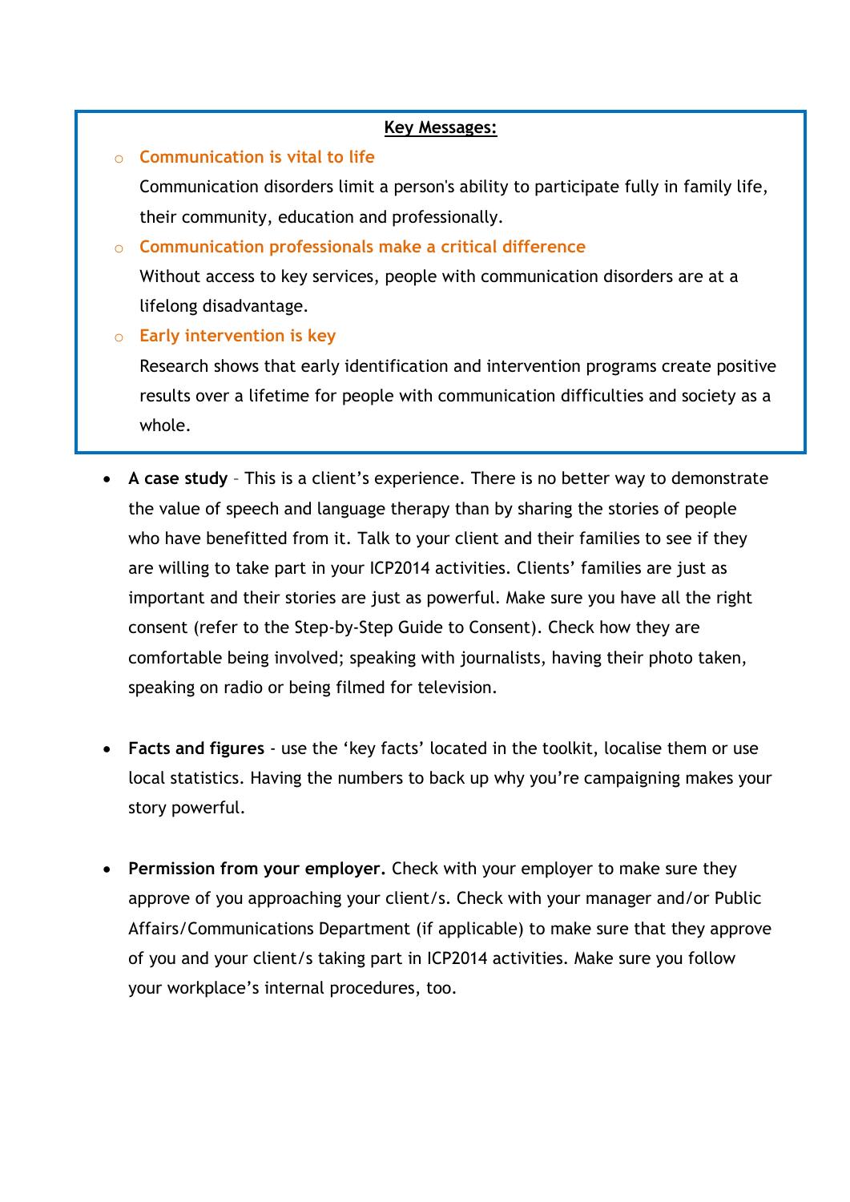**<u>Key Messages:</u>**

- **Communication is vital to life**

  Communication disorders limit a person's ability to participate fully in family life, their community, education and professionally.

- **Communication professionals make a critical difference**

  Without access to key services, people with communication disorders are at a lifelong disadvantage.

- **Early intervention is key**

  Research shows that early identification and intervention programs create positive results over a lifetime for people with communication difficulties and society as a whole.

- **A case study** – This is a client's experience. There is no better way to demonstrate the value of speech and language therapy than by sharing the stories of people who have benefitted from it. Talk to your client and their families to see if they are willing to take part in your ICP2014 activities. Clients' families are just as important and their stories are just as powerful. Make sure you have all the right consent (refer to the Step-by-Step Guide to Consent). Check how they are comfortable being involved; speaking with journalists, having their photo taken, speaking on radio or being filmed for television.

- **Facts and figures** - use the 'key facts' located in the toolkit, localise them or use local statistics. Having the numbers to back up why you're campaigning makes your story powerful.

- **Permission from your employer.** Check with your employer to make sure they approve of you approaching your client/s. Check with your manager and/or Public Affairs/Communications Department (if applicable) to make sure that they approve of you and your client/s taking part in ICP2014 activities. Make sure you follow your workplace's internal procedures, too.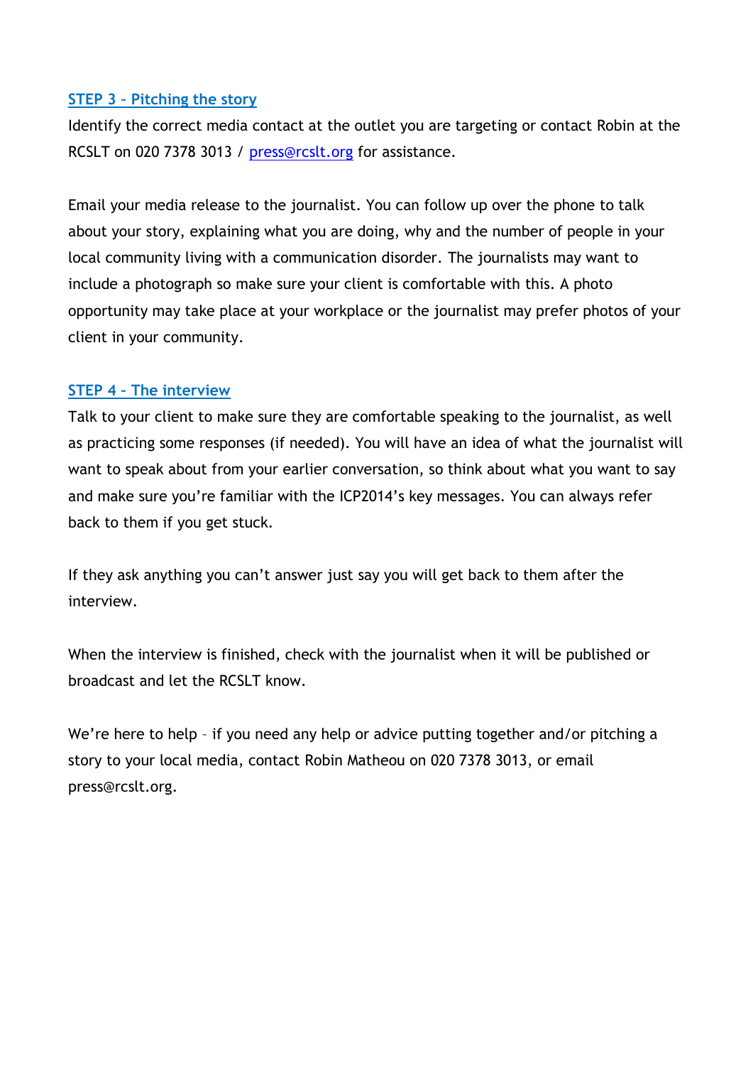## STEP 3 – Pitching the story

Identify the correct media contact at the outlet you are targeting or contact Robin at the RCSLT on 020 7378 3013 / press@rcslt.org for assistance.

Email your media release to the journalist. You can follow up over the phone to talk about your story, explaining what you are doing, why and the number of people in your local community living with a communication disorder. The journalists may want to include a photograph so make sure your client is comfortable with this. A photo opportunity may take place at your workplace or the journalist may prefer photos of your client in your community.

## STEP 4 – The interview

Talk to your client to make sure they are comfortable speaking to the journalist, as well as practicing some responses (if needed). You will have an idea of what the journalist will want to speak about from your earlier conversation, so think about what you want to say and make sure you're familiar with the ICP2014's key messages. You can always refer back to them if you get stuck.

If they ask anything you can't answer just say you will get back to them after the interview.

When the interview is finished, check with the journalist when it will be published or broadcast and let the RCSLT know.

We're here to help – if you need any help or advice putting together and/or pitching a story to your local media, contact Robin Matheou on 020 7378 3013, or email press@rcslt.org.